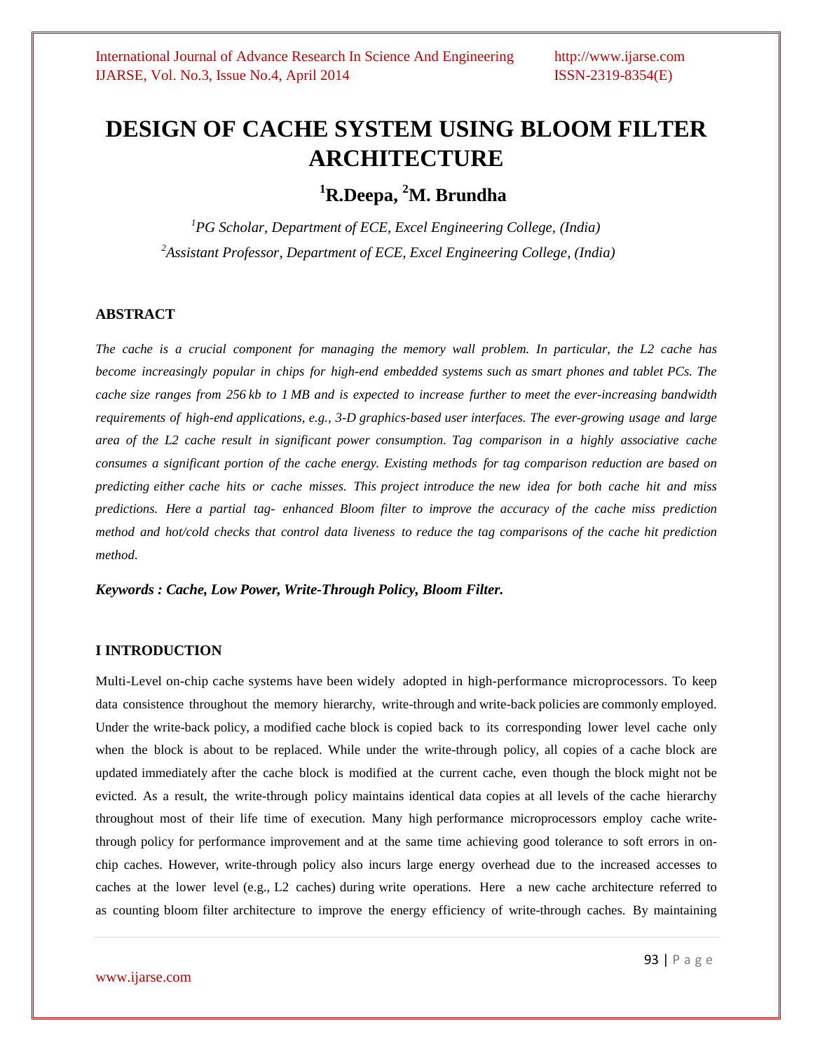# DESIGN OF CACHE SYSTEM USING BLOOM FILTER ARCHITECTURE

## [1]R.Deepa, [2]M. Brundha

*[1]PG Scholar, Department of ECE, Excel Engineering College, (India)*
*[2]Assistant Professor, Department of ECE, Excel Engineering College, (India)*

### ABSTRACT

*The cache is a crucial component for managing the memory wall problem. In particular, the L2 cache has become increasingly popular in chips for high-end embedded systems such as smart phones and tablet PCs. The cache size ranges from 256 kb to 1 MB and is expected to increase further to meet the ever-increasing bandwidth requirements of high-end applications, e.g., 3-D graphics-based user interfaces. The ever-growing usage and large area of the L2 cache result in significant power consumption. Tag comparison in a highly associative cache consumes a significant portion of the cache energy. Existing methods for tag comparison reduction are based on predicting either cache hits or cache misses. This project introduce the new idea for both cache hit and miss predictions. Here a partial tag- enhanced Bloom filter to improve the accuracy of the cache miss prediction method and hot/cold checks that control data liveness to reduce the tag comparisons of the cache hit prediction method.*

***Keywords : Cache, Low Power, Write-Through Policy, Bloom Filter.***

### I INTRODUCTION

Multi-Level on-chip cache systems have been widely adopted in high-performance microprocessors. To keep data consistence throughout the memory hierarchy, write-through and write-back policies are commonly employed. Under the write-back policy, a modified cache block is copied back to its corresponding lower level cache only when the block is about to be replaced. While under the write-through policy, all copies of a cache block are updated immediately after the cache block is modified at the current cache, even though the block might not be evicted. As a result, the write-through policy maintains identical data copies at all levels of the cache hierarchy throughout most of their life time of execution. Many high performance microprocessors employ cache write-through policy for performance improvement and at the same time achieving good tolerance to soft errors in on-chip caches. However, write-through policy also incurs large energy overhead due to the increased accesses to caches at the lower level (e.g., L2 caches) during write operations. Here a new cache architecture referred to as counting bloom filter architecture to improve the energy efficiency of write-through caches. By maintaining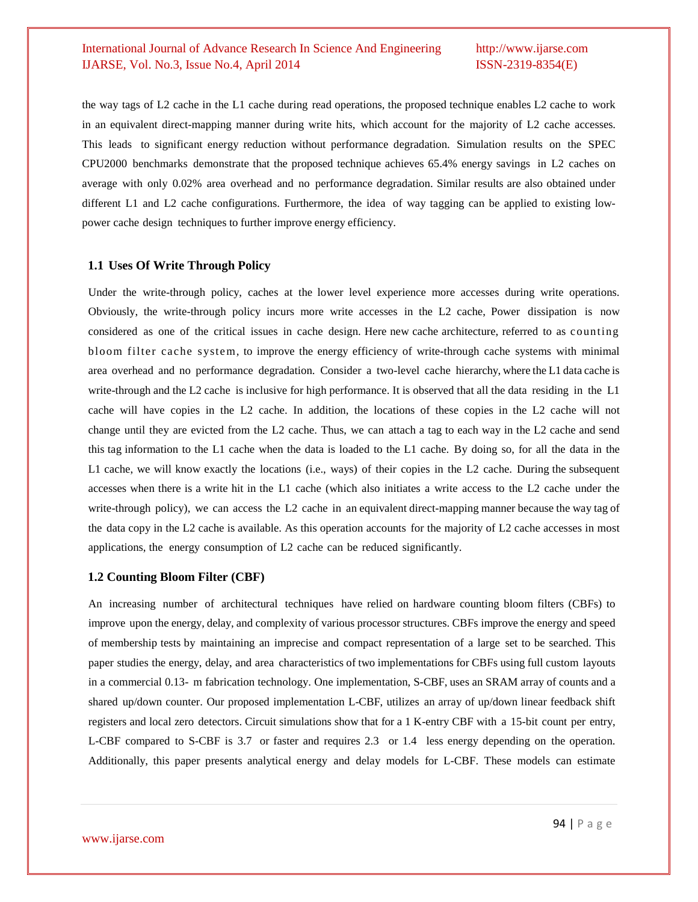the way tags of L2 cache in the L1 cache during read operations, the proposed technique enables L2 cache to work in an equivalent direct-mapping manner during write hits, which account for the majority of L2 cache accesses. This leads to significant energy reduction without performance degradation. Simulation results on the SPEC CPU2000 benchmarks demonstrate that the proposed technique achieves 65.4% energy savings in L2 caches on average with only 0.02% area overhead and no performance degradation. Similar results are also obtained under different L1 and L2 cache configurations. Furthermore, the idea of way tagging can be applied to existing low-power cache design techniques to further improve energy efficiency.

### 1.1 Uses Of Write Through Policy

Under the write-through policy, caches at the lower level experience more accesses during write operations. Obviously, the write-through policy incurs more write accesses in the L2 cache, Power dissipation is now considered as one of the critical issues in cache design. Here new cache architecture, referred to as counting bloom filter cache system, to improve the energy efficiency of write-through cache systems with minimal area overhead and no performance degradation. Consider a two-level cache hierarchy, where the L1 data cache is write-through and the L2 cache is inclusive for high performance. It is observed that all the data residing in the L1 cache will have copies in the L2 cache. In addition, the locations of these copies in the L2 cache will not change until they are evicted from the L2 cache. Thus, we can attach a tag to each way in the L2 cache and send this tag information to the L1 cache when the data is loaded to the L1 cache. By doing so, for all the data in the L1 cache, we will know exactly the locations (i.e., ways) of their copies in the L2 cache. During the subsequent accesses when there is a write hit in the L1 cache (which also initiates a write access to the L2 cache under the write-through policy), we can access the L2 cache in an equivalent direct-mapping manner because the way tag of the data copy in the L2 cache is available. As this operation accounts for the majority of L2 cache accesses in most applications, the energy consumption of L2 cache can be reduced significantly.

### 1.2 Counting Bloom Filter (CBF)

An increasing number of architectural techniques have relied on hardware counting bloom filters (CBFs) to improve upon the energy, delay, and complexity of various processor structures. CBFs improve the energy and speed of membership tests by maintaining an imprecise and compact representation of a large set to be searched. This paper studies the energy, delay, and area characteristics of two implementations for CBFs using full custom layouts in a commercial 0.13- m fabrication technology. One implementation, S-CBF, uses an SRAM array of counts and a shared up/down counter. Our proposed implementation L-CBF, utilizes an array of up/down linear feedback shift registers and local zero detectors. Circuit simulations show that for a 1 K-entry CBF with a 15-bit count per entry, L-CBF compared to S-CBF is 3.7 or faster and requires 2.3 or 1.4 less energy depending on the operation. Additionally, this paper presents analytical energy and delay models for L-CBF. These models can estimate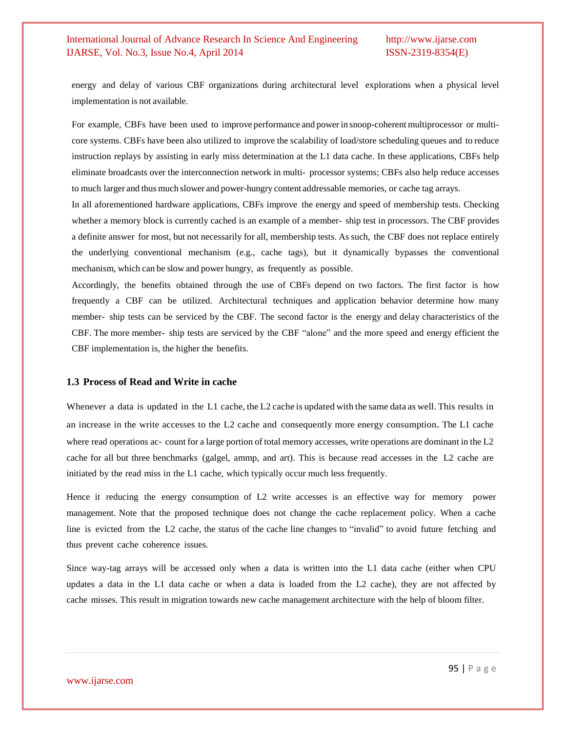energy and delay of various CBF organizations during architectural level explorations when a physical level implementation is not available.

For example, CBFs have been used to improve performance and power in snoop-coherent multiprocessor or multi-core systems. CBFs have been also utilized to improve the scalability of load/store scheduling queues and to reduce instruction replays by assisting in early miss determination at the L1 data cache. In these applications, CBFs help eliminate broadcasts over the interconnection network in multi- processor systems; CBFs also help reduce accesses to much larger and thus much slower and power-hungry content addressable memories, or cache tag arrays.

In all aforementioned hardware applications, CBFs improve the energy and speed of membership tests. Checking whether a memory block is currently cached is an example of a member- ship test in processors. The CBF provides a definite answer for most, but not necessarily for all, membership tests. As such, the CBF does not replace entirely the underlying conventional mechanism (e.g., cache tags), but it dynamically bypasses the conventional mechanism, which can be slow and power hungry, as frequently as possible.

Accordingly, the benefits obtained through the use of CBFs depend on two factors. The first factor is how frequently a CBF can be utilized. Architectural techniques and application behavior determine how many member- ship tests can be serviced by the CBF. The second factor is the energy and delay characteristics of the CBF. The more member- ship tests are serviced by the CBF "alone" and the more speed and energy efficient the CBF implementation is, the higher the benefits.

### 1.3 Process of Read and Write in cache

Whenever a data is updated in the L1 cache, the L2 cache is updated with the same data as well. This results in an increase in the write accesses to the L2 cache and consequently more energy consumption. The L1 cache where read operations ac- count for a large portion of total memory accesses, write operations are dominant in the L2 cache for all but three benchmarks (galgel, ammp, and art). This is because read accesses in the L2 cache are initiated by the read miss in the L1 cache, which typically occur much less frequently.

Hence it reducing the energy consumption of L2 write accesses is an effective way for memory power management. Note that the proposed technique does not change the cache replacement policy. When a cache line is evicted from the L2 cache, the status of the cache line changes to "invalid" to avoid future fetching and thus prevent cache coherence issues.

Since way-tag arrays will be accessed only when a data is written into the L1 data cache (either when CPU updates a data in the L1 data cache or when a data is loaded from the L2 cache), they are not affected by cache misses. This result in migration towards new cache management architecture with the help of bloom filter.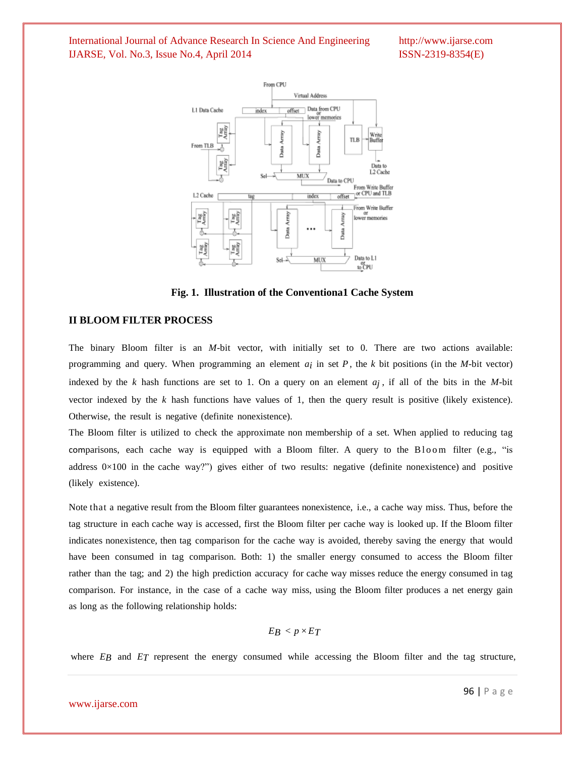Fig. 1. Illustration of the Conventiona1 Cache System

## II BLOOM FILTER PROCESS

The binary Bloom filter is an $M$-bit vector, with initially set to 0. There are two actions available: programming and query. When programming an element $a_i$ in set $P$, the $k$ bit positions (in the $M$-bit vector) indexed by the $k$ hash functions are set to 1. On a query on an element $a_j$, if all of the bits in the $M$-bit vector indexed by the $k$ hash functions have values of 1, then the query result is positive (likely existence). Otherwise, the result is negative (definite nonexistence).

The Bloom filter is utilized to check the approximate non membership of a set. When applied to reducing tag comparisons, each cache way is equipped with a Bloom filter. A query to the Bloom filter (e.g., "is address 0×100 in the cache way?") gives either of two results: negative (definite nonexistence) and positive (likely existence).

Note that a negative result from the Bloom filter guarantees nonexistence, i.e., a cache way miss. Thus, before the tag structure in each cache way is accessed, first the Bloom filter per cache way is looked up. If the Bloom filter indicates nonexistence, then tag comparison for the cache way is avoided, thereby saving the energy that would have been consumed in tag comparison. Both: 1) the smaller energy consumed to access the Bloom filter rather than the tag; and 2) the high prediction accuracy for cache way misses reduce the energy consumed in tag comparison. For instance, in the case of a cache way miss, using the Bloom filter produces a net energy gain as long as the following relationship holds:

$$E_B < p \times E_T$$

where $E_B$ and $E_T$ represent the energy consumed while accessing the Bloom filter and the tag structure,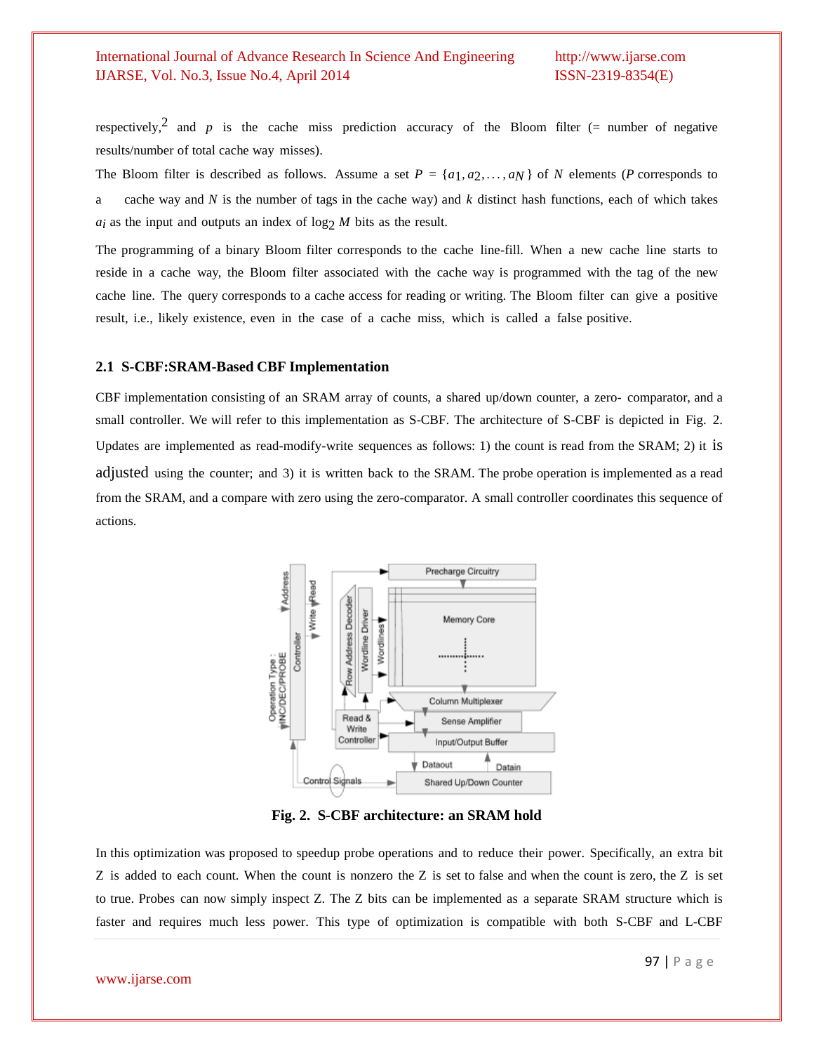respectively,[2] and $p$ is the cache miss prediction accuracy of the Bloom filter (= number of negative results/number of total cache way misses).

The Bloom filter is described as follows. Assume a set $P = \{a_1, a_2, \ldots, a_N\}$ of $N$ elements ($P$ corresponds to a cache way and $N$ is the number of tags in the cache way) and $k$ distinct hash functions, each of which takes $a_i$ as the input and outputs an index of $\log_2 M$ bits as the result.

The programming of a binary Bloom filter corresponds to the cache line-fill. When a new cache line starts to reside in a cache way, the Bloom filter associated with the cache way is programmed with the tag of the new cache line. The query corresponds to a cache access for reading or writing. The Bloom filter can give a positive result, i.e., likely existence, even in the case of a cache miss, which is called a false positive.

### 2.1 S-CBF:SRAM-Based CBF Implementation

CBF implementation consisting of an SRAM array of counts, a shared up/down counter, a zero- comparator, and a small controller. We will refer to this implementation as S-CBF. The architecture of S-CBF is depicted in Fig. 2. Updates are implemented as read-modify-write sequences as follows: 1) the count is read from the SRAM; 2) it is adjusted using the counter; and 3) it is written back to the SRAM. The probe operation is implemented as a read from the SRAM, and a compare with zero using the zero-comparator. A small controller coordinates this sequence of actions.

**Fig. 2. S-CBF architecture: an SRAM hold**

In this optimization was proposed to speedup probe operations and to reduce their power. Specifically, an extra bit Z is added to each count. When the count is nonzero the Z is set to false and when the count is zero, the Z is set to true. Probes can now simply inspect Z. The Z bits can be implemented as a separate SRAM structure which is faster and requires much less power. This type of optimization is compatible with both S-CBF and L-CBF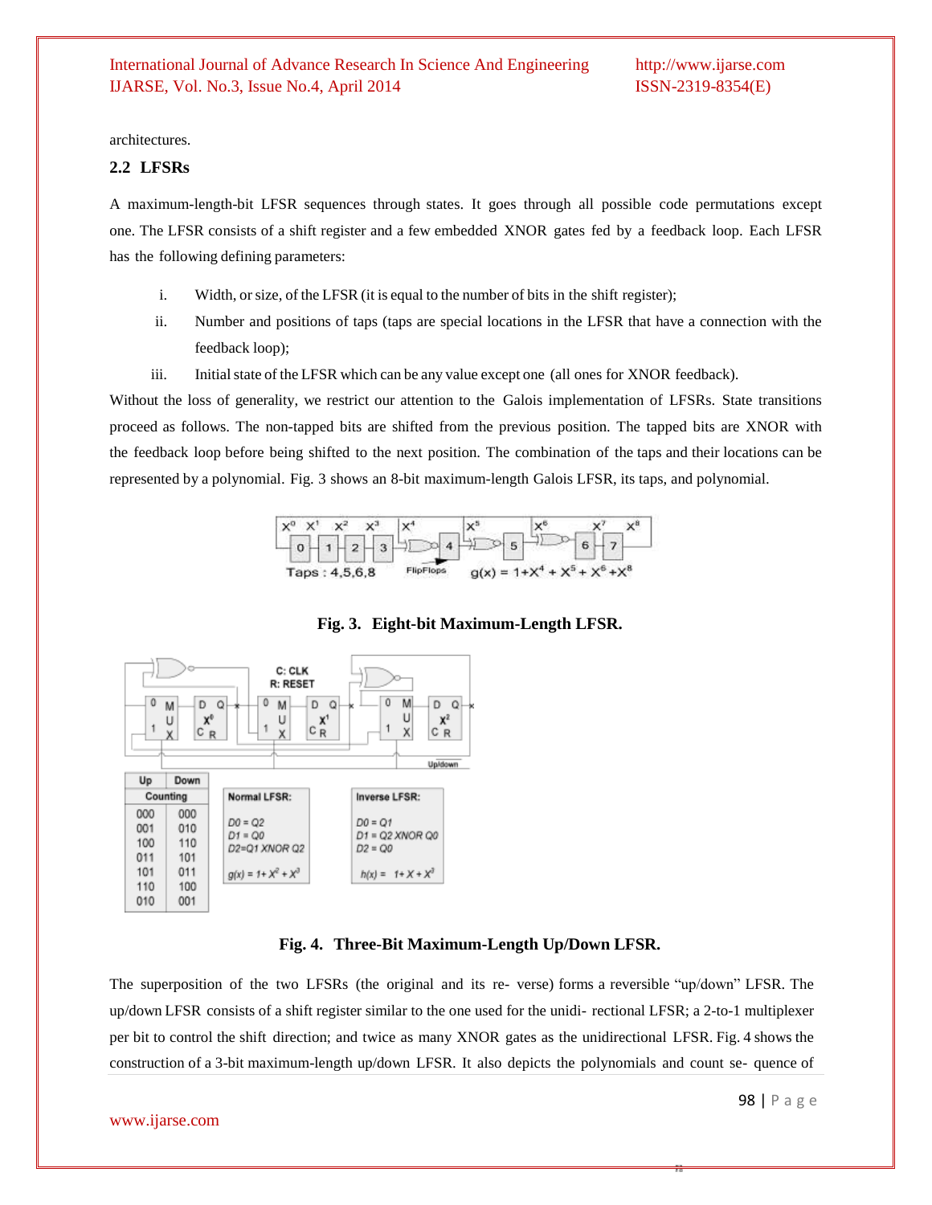architectures.

### 2.2 LFSRs

A maximum-length-bit LFSR sequences through states. It goes through all possible code permutations except one. The LFSR consists of a shift register and a few embedded XNOR gates fed by a feedback loop. Each LFSR has the following defining parameters:

i. Width, or size, of the LFSR (it is equal to the number of bits in the shift register);

ii. Number and positions of taps (taps are special locations in the LFSR that have a connection with the feedback loop);

iii. Initial state of the LFSR which can be any value except one (all ones for XNOR feedback).

Without the loss of generality, we restrict our attention to the Galois implementation of LFSRs. State transitions proceed as follows. The non-tapped bits are shifted from the previous position. The tapped bits are XNOR with the feedback loop before being shifted to the next position. The combination of the taps and their locations can be represented by a polynomial. Fig. 3 shows an 8-bit maximum-length Galois LFSR, its taps, and polynomial.

Taps : 4,5,6,8 $g(x) = 1+X^4 + X^5 + X^6 + X^8$

**Fig. 3. Eight-bit Maximum-Length LFSR.**

| Up | Down |
|---|---|
| Counting | |
| 000 | 000 |
| 001 | 010 |
| 100 | 110 |
| 011 | 101 |
| 101 | 011 |
| 110 | 100 |
| 010 | 001 |

Normal LFSR: $D0 = Q2$, $D1 = Q0$, $D2 = Q1$ XNOR $Q2$, $g(x) = 1+X^2+X^3$

Inverse LFSR: $D0 = Q1$, $D1 = Q2$ XNOR $Q0$, $D2 = Q0$, $h(x) = 1+X+X^3$

**Fig. 4. Three-Bit Maximum-Length Up/Down LFSR.**

The superposition of the two LFSRs (the original and its re- verse) forms a reversible "up/down" LFSR. The up/down LFSR consists of a shift register similar to the one used for the unidi- rectional LFSR; a 2-to-1 multiplexer per bit to control the shift direction; and twice as many XNOR gates as the unidirectional LFSR. Fig. 4 shows the construction of a 3-bit maximum-length up/down LFSR. It also depicts the polynomials and count se- quence of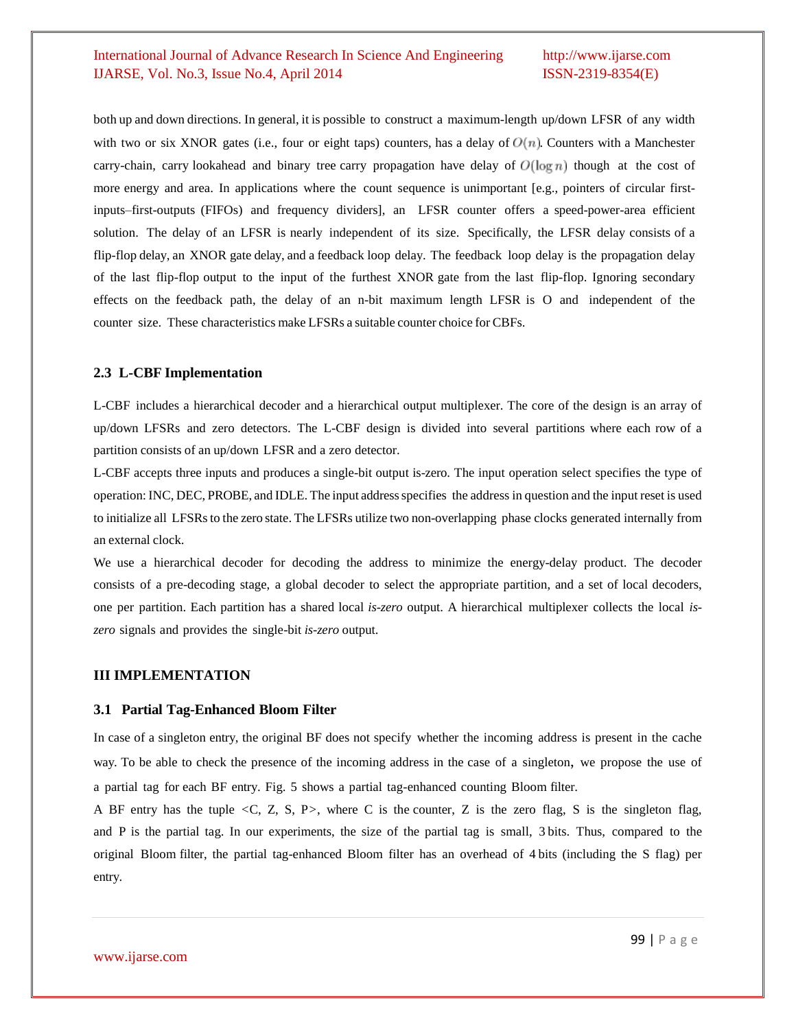both up and down directions. In general, it is possible to construct a maximum-length up/down LFSR of any width with two or six XNOR gates (i.e., four or eight taps) counters, has a delay of $O(n)$. Counters with a Manchester carry-chain, carry lookahead and binary tree carry propagation have delay of $O(\log n)$ though at the cost of more energy and area. In applications where the count sequence is unimportant [e.g., pointers of circular first-inputs–first-outputs (FIFOs) and frequency dividers], an LFSR counter offers a speed-power-area efficient solution. The delay of an LFSR is nearly independent of its size. Specifically, the LFSR delay consists of a flip-flop delay, an XNOR gate delay, and a feedback loop delay. The feedback loop delay is the propagation delay of the last flip-flop output to the input of the furthest XNOR gate from the last flip-flop. Ignoring secondary effects on the feedback path, the delay of an n-bit maximum length LFSR is O and independent of the counter size. These characteristics make LFSRs a suitable counter choice for CBFs.

### 2.3 L-CBF Implementation

L-CBF includes a hierarchical decoder and a hierarchical output multiplexer. The core of the design is an array of up/down LFSRs and zero detectors. The L-CBF design is divided into several partitions where each row of a partition consists of an up/down LFSR and a zero detector.

L-CBF accepts three inputs and produces a single-bit output is-zero. The input operation select specifies the type of operation: INC, DEC, PROBE, and IDLE. The input address specifies the address in question and the input reset is used to initialize all LFSRs to the zero state. The LFSRs utilize two non-overlapping phase clocks generated internally from an external clock.

We use a hierarchical decoder for decoding the address to minimize the energy-delay product. The decoder consists of a pre-decoding stage, a global decoder to select the appropriate partition, and a set of local decoders, one per partition. Each partition has a shared local *is-zero* output. A hierarchical multiplexer collects the local *is-zero* signals and provides the single-bit *is-zero* output.

## III IMPLEMENTATION

### 3.1 Partial Tag-Enhanced Bloom Filter

In case of a singleton entry, the original BF does not specify whether the incoming address is present in the cache way. To be able to check the presence of the incoming address in the case of a singleton, we propose the use of a partial tag for each BF entry. Fig. 5 shows a partial tag-enhanced counting Bloom filter.

A BF entry has the tuple <C, Z, S, P>, where C is the counter, Z is the zero flag, S is the singleton flag, and P is the partial tag. In our experiments, the size of the partial tag is small, 3 bits. Thus, compared to the original Bloom filter, the partial tag-enhanced Bloom filter has an overhead of 4 bits (including the S flag) per entry.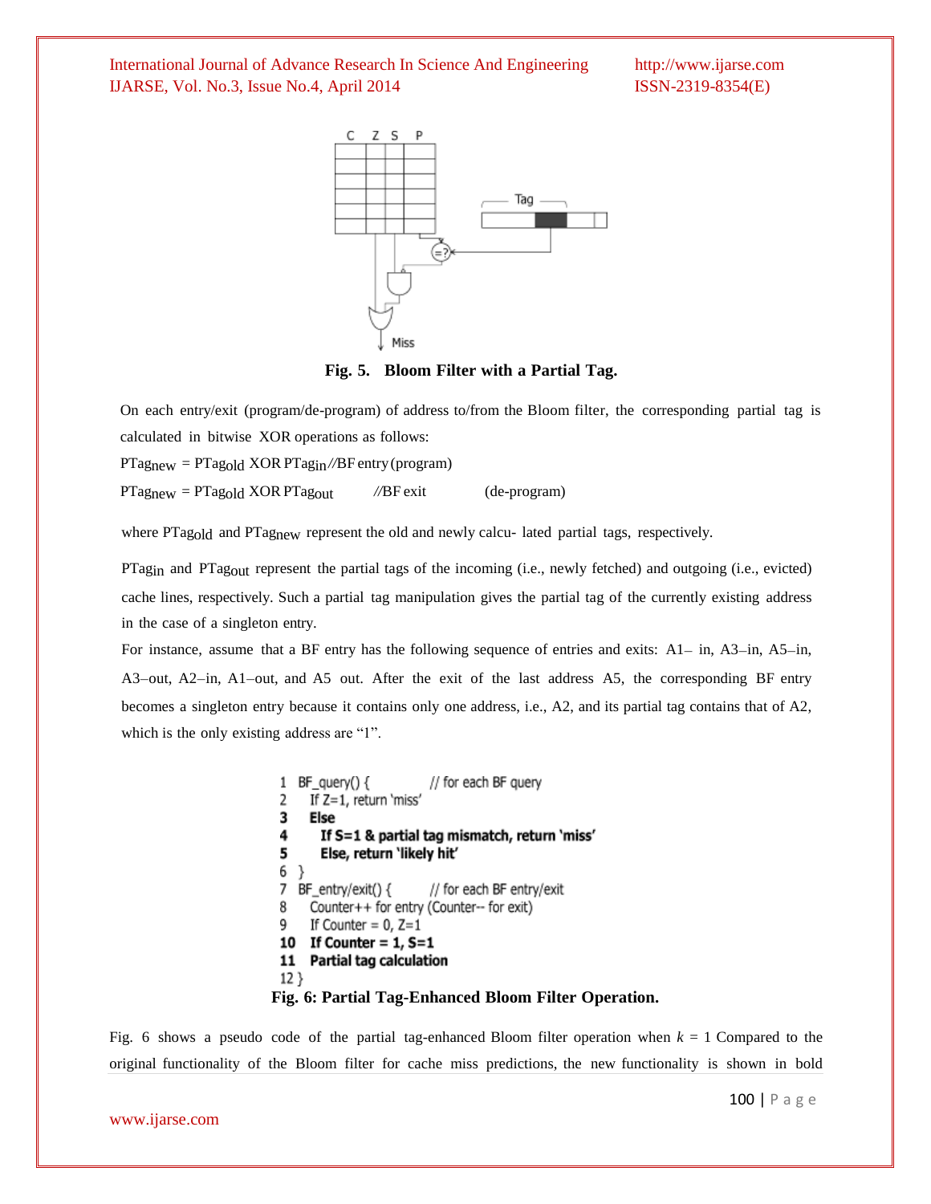**Fig. 5. Bloom Filter with a Partial Tag.**

On each entry/exit (program/de-program) of address to/from the Bloom filter, the corresponding partial tag is calculated in bitwise XOR operations as follows:

$PTag_{new}$ = $PTag_{old}$ XOR $PTag_{in}$ //BF entry (program)

$PTag_{new}$ = $PTag_{old}$ XOR $PTag_{out}$ //BF exit (de-program)

where $PTag_{old}$ and $PTag_{new}$ represent the old and newly calcu- lated partial tags, respectively.

$PTag_{in}$ and $PTag_{out}$ represent the partial tags of the incoming (i.e., newly fetched) and outgoing (i.e., evicted) cache lines, respectively. Such a partial tag manipulation gives the partial tag of the currently existing address in the case of a singleton entry.

For instance, assume that a BF entry has the following sequence of entries and exits: A1– in, A3–in, A5–in, A3–out, A2–in, A1–out, and A5 out. After the exit of the last address A5, the corresponding BF entry becomes a singleton entry because it contains only one address, i.e., A2, and its partial tag contains that of A2, which is the only existing address are "1".

```
1  BF_query() {            // for each BF query
2    If Z=1, return 'miss'
3    Else
4      If S=1 & partial tag mismatch, return 'miss'
5      Else, return 'likely hit'
6  }
7  BF_entry/exit() {       // for each BF entry/exit
8    Counter++ for entry (Counter-- for exit)
9    If Counter = 0, Z=1
10   If Counter = 1, S=1
11   Partial tag calculation
12 }
```

**Fig. 6: Partial Tag-Enhanced Bloom Filter Operation.**

Fig. 6 shows a pseudo code of the partial tag-enhanced Bloom filter operation when $k$ = 1 Compared to the original functionality of the Bloom filter for cache miss predictions, the new functionality is shown in bold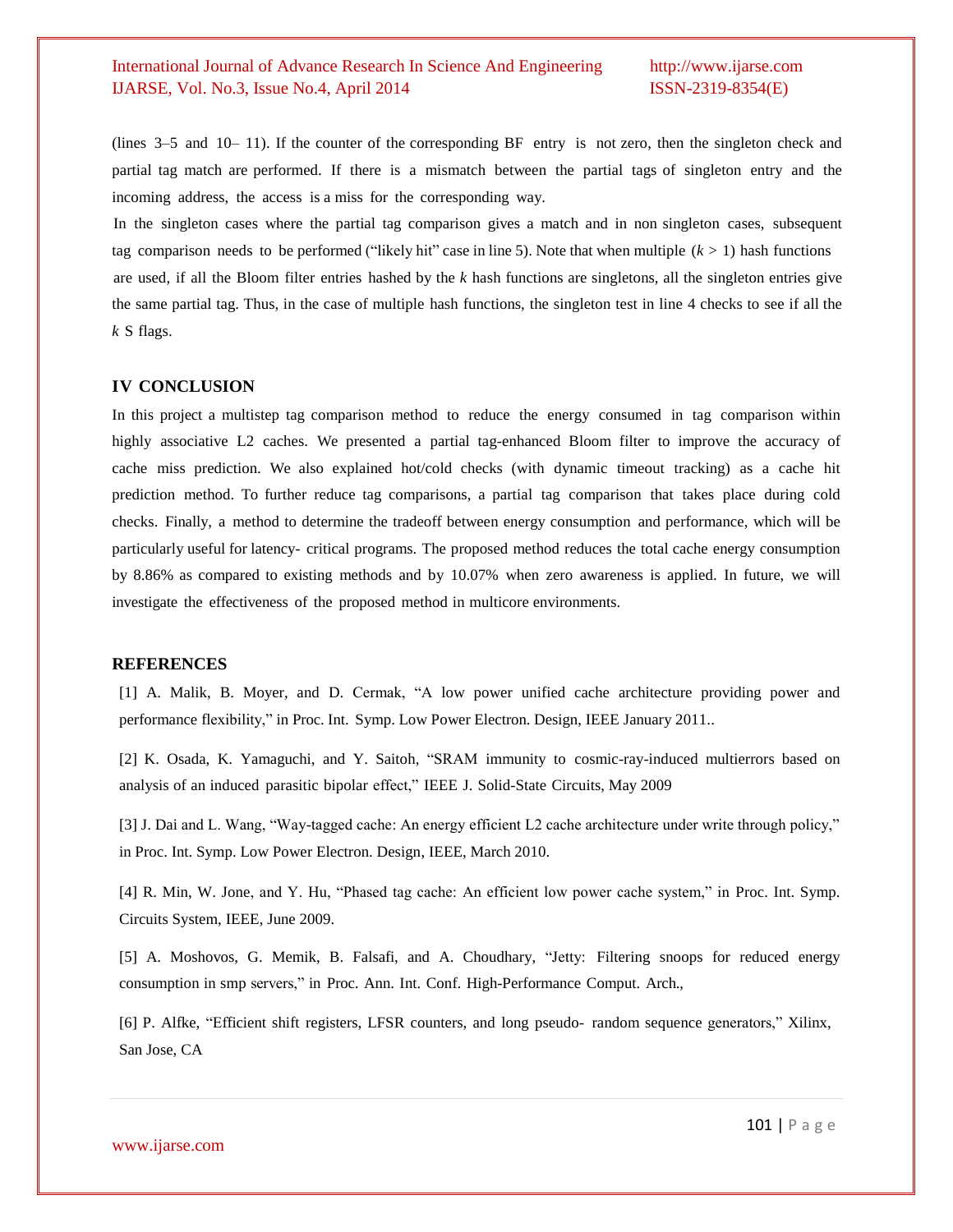(lines 3–5 and 10– 11). If the counter of the corresponding BF entry is not zero, then the singleton check and partial tag match are performed. If there is a mismatch between the partial tags of singleton entry and the incoming address, the access is a miss for the corresponding way.

In the singleton cases where the partial tag comparison gives a match and in non singleton cases, subsequent tag comparison needs to be performed ("likely hit" case in line 5). Note that when multiple ($k > 1$) hash functions are used, if all the Bloom filter entries hashed by the $k$ hash functions are singletons, all the singleton entries give the same partial tag. Thus, in the case of multiple hash functions, the singleton test in line 4 checks to see if all the $k$ S flags.

## IV CONCLUSION

In this project a multistep tag comparison method to reduce the energy consumed in tag comparison within highly associative L2 caches. We presented a partial tag-enhanced Bloom filter to improve the accuracy of cache miss prediction. We also explained hot/cold checks (with dynamic timeout tracking) as a cache hit prediction method. To further reduce tag comparisons, a partial tag comparison that takes place during cold checks. Finally, a method to determine the tradeoff between energy consumption and performance, which will be particularly useful for latency- critical programs. The proposed method reduces the total cache energy consumption by 8.86% as compared to existing methods and by 10.07% when zero awareness is applied. In future, we will investigate the effectiveness of the proposed method in multicore environments.

## REFERENCES

[1] A. Malik, B. Moyer, and D. Cermak, "A low power unified cache architecture providing power and performance flexibility," in Proc. Int. Symp. Low Power Electron. Design, IEEE January 2011..

[2] K. Osada, K. Yamaguchi, and Y. Saitoh, "SRAM immunity to cosmic-ray-induced multierrors based on analysis of an induced parasitic bipolar effect," IEEE J. Solid-State Circuits, May 2009

[3] J. Dai and L. Wang, "Way-tagged cache: An energy efficient L2 cache architecture under write through policy," in Proc. Int. Symp. Low Power Electron. Design, IEEE, March 2010.

[4] R. Min, W. Jone, and Y. Hu, "Phased tag cache: An efficient low power cache system," in Proc. Int. Symp. Circuits System, IEEE, June 2009.

[5] A. Moshovos, G. Memik, B. Falsafi, and A. Choudhary, "Jetty: Filtering snoops for reduced energy consumption in smp servers," in Proc. Ann. Int. Conf. High-Performance Comput. Arch.,

[6] P. Alfke, "Efficient shift registers, LFSR counters, and long pseudo- random sequence generators," Xilinx, San Jose, CA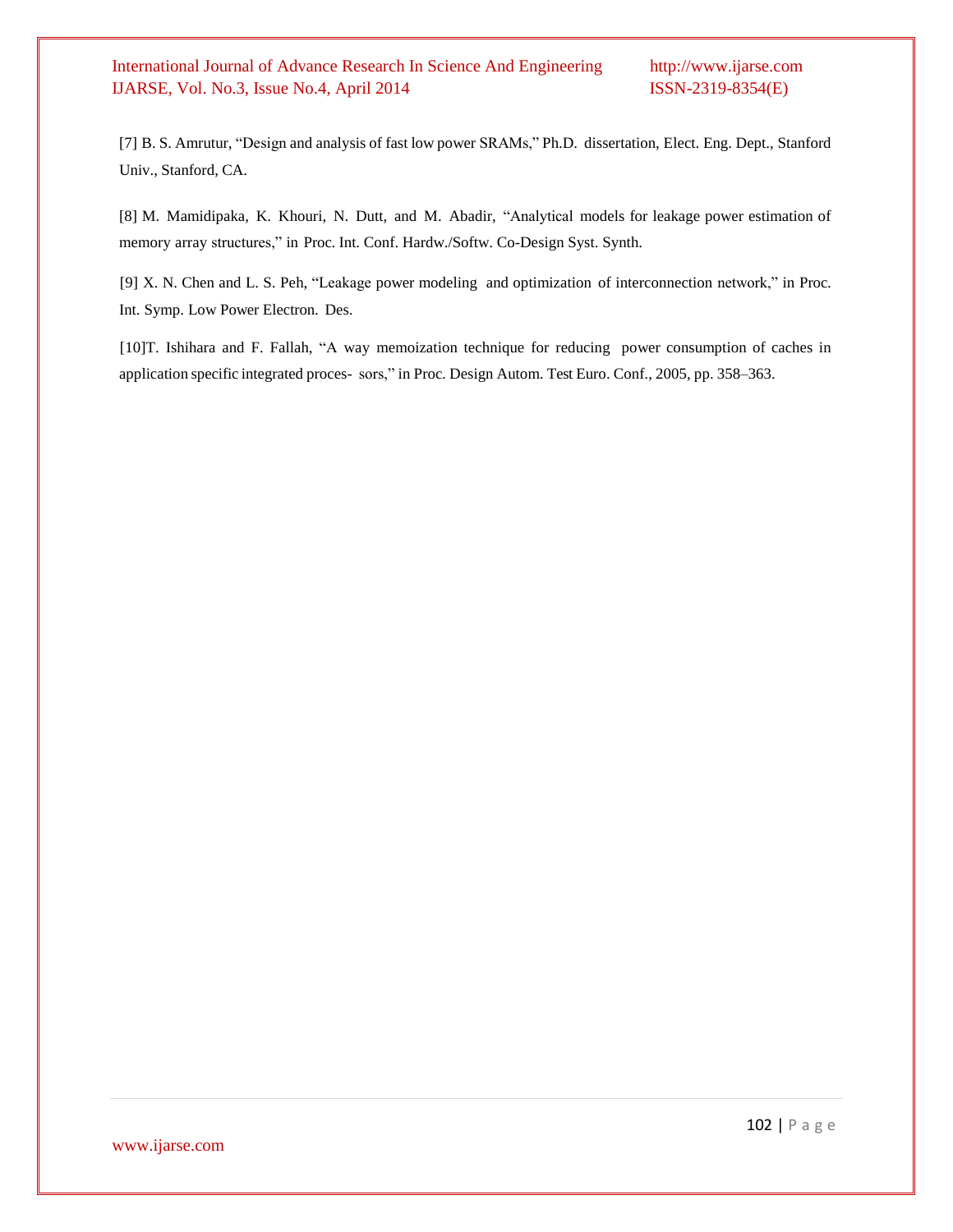[7] B. S. Amrutur, “Design and analysis of fast low power SRAMs,” Ph.D. dissertation, Elect. Eng. Dept., Stanford Univ., Stanford, CA.

[8] M. Mamidipaka, K. Khouri, N. Dutt, and M. Abadir, “Analytical models for leakage power estimation of memory array structures,” in Proc. Int. Conf. Hardw./Softw. Co-Design Syst. Synth.

[9] X. N. Chen and L. S. Peh, “Leakage power modeling and optimization of interconnection network,” in Proc. Int. Symp. Low Power Electron. Des.

[10]T. Ishihara and F. Fallah, “A way memoization technique for reducing power consumption of caches in application specific integrated proces- sors,” in Proc. Design Autom. Test Euro. Conf., 2005, pp. 358–363.